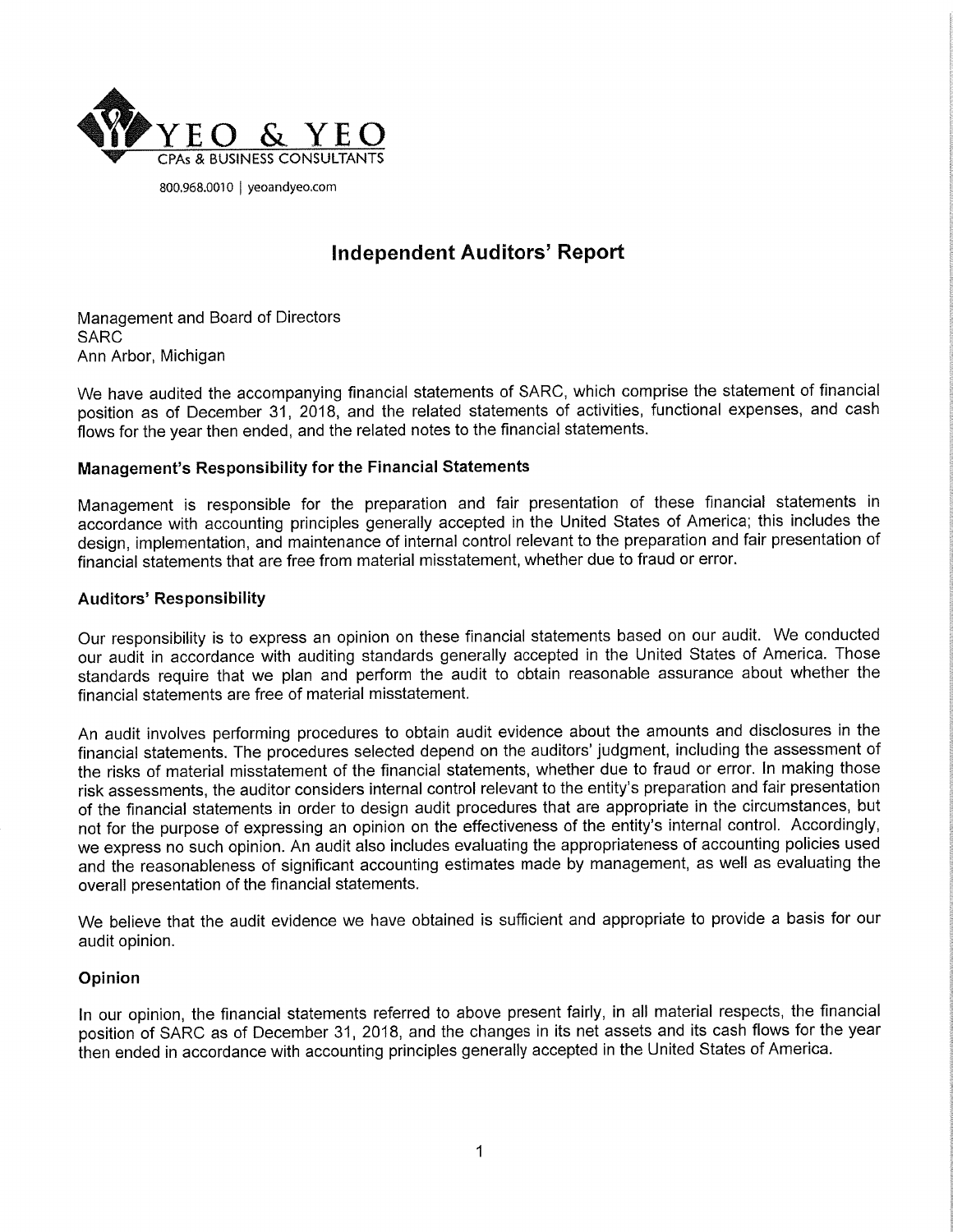YEO & YEO
CPAs & BUSINESS CONSULTANTS

800.968.0010 | yeoandyeo.com

# Independent Auditors' Report

Management and Board of Directors
SARC
Ann Arbor, Michigan

We have audited the accompanying financial statements of SARC, which comprise the statement of financial position as of December 31, 2018, and the related statements of activities, functional expenses, and cash flows for the year then ended, and the related notes to the financial statements.

### Management's Responsibility for the Financial Statements

Management is responsible for the preparation and fair presentation of these financial statements in accordance with accounting principles generally accepted in the United States of America; this includes the design, implementation, and maintenance of internal control relevant to the preparation and fair presentation of financial statements that are free from material misstatement, whether due to fraud or error.

### Auditors' Responsibility

Our responsibility is to express an opinion on these financial statements based on our audit. We conducted our audit in accordance with auditing standards generally accepted in the United States of America. Those standards require that we plan and perform the audit to obtain reasonable assurance about whether the financial statements are free of material misstatement.

An audit involves performing procedures to obtain audit evidence about the amounts and disclosures in the financial statements. The procedures selected depend on the auditors' judgment, including the assessment of the risks of material misstatement of the financial statements, whether due to fraud or error. In making those risk assessments, the auditor considers internal control relevant to the entity's preparation and fair presentation of the financial statements in order to design audit procedures that are appropriate in the circumstances, but not for the purpose of expressing an opinion on the effectiveness of the entity's internal control. Accordingly, we express no such opinion. An audit also includes evaluating the appropriateness of accounting policies used and the reasonableness of significant accounting estimates made by management, as well as evaluating the overall presentation of the financial statements.

We believe that the audit evidence we have obtained is sufficient and appropriate to provide a basis for our audit opinion.

### Opinion

In our opinion, the financial statements referred to above present fairly, in all material respects, the financial position of SARC as of December 31, 2018, and the changes in its net assets and its cash flows for the year then ended in accordance with accounting principles generally accepted in the United States of America.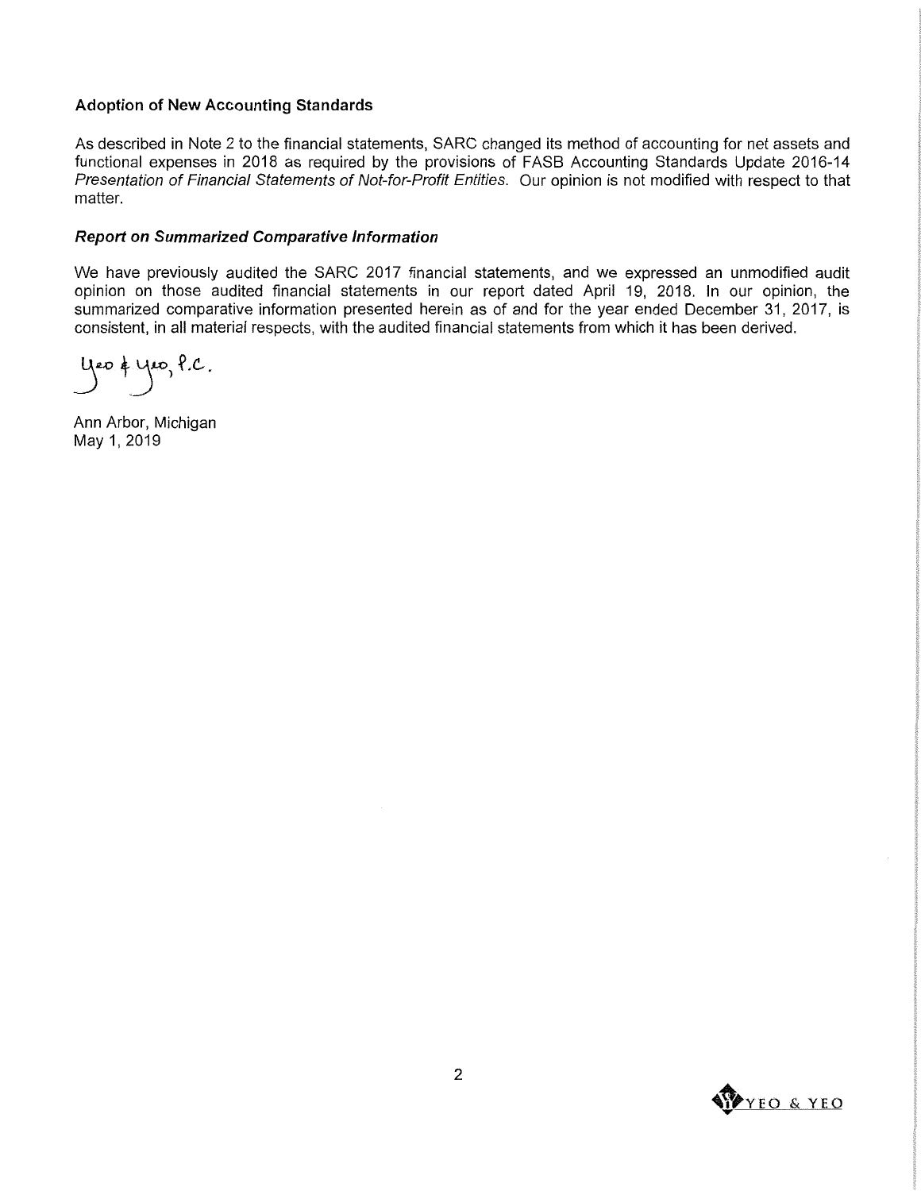**Adoption of New Accounting Standards**

As described in Note 2 to the financial statements, SARC changed its method of accounting for net assets and functional expenses in 2018 as required by the provisions of FASB Accounting Standards Update 2016-14 *Presentation of Financial Statements of Not-for-Profit Entities*. Our opinion is not modified with respect to that matter.

***Report on Summarized Comparative Information***

We have previously audited the SARC 2017 financial statements, and we expressed an unmodified audit opinion on those audited financial statements in our report dated April 19, 2018. In our opinion, the summarized comparative information presented herein as of and for the year ended December 31, 2017, is consistent, in all material respects, with the audited financial statements from which it has been derived.

Yeo & Yeo, P.C.

Ann Arbor, Michigan
May 1, 2019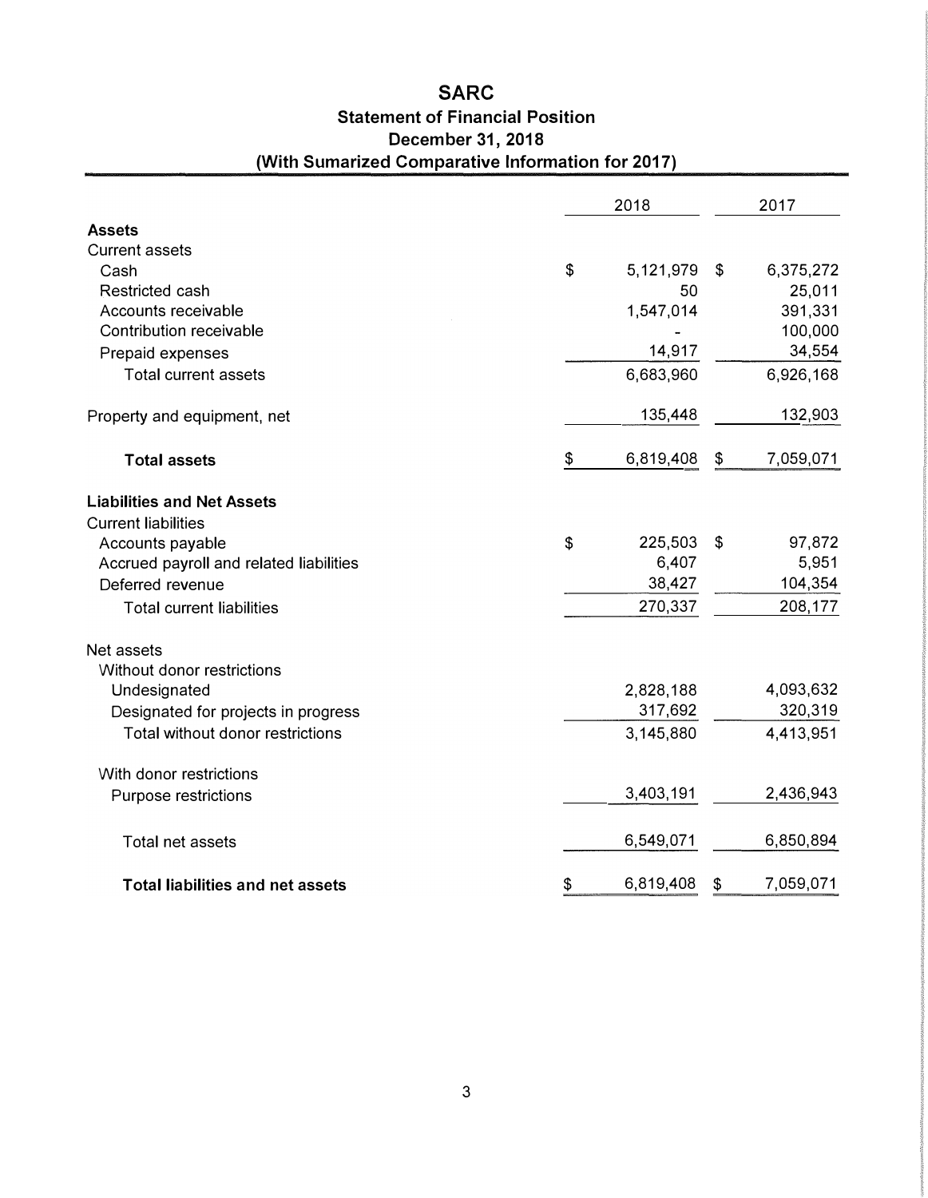# SARC

## Statement of Financial Position

## December 31, 2018

## (With Sumarized Comparative Information for 2017)

| | 2018 | 2017 |
|---|---|---|
| **Assets** | | |
| Current assets | | |
| Cash | $ 5,121,979 | $ 6,375,272 |
| Restricted cash | 50 | 25,011 |
| Accounts receivable | 1,547,014 | 391,331 |
| Contribution receivable | - | 100,000 |
| Prepaid expenses | 14,917 | 34,554 |
| Total current assets | 6,683,960 | 6,926,168 |
| Property and equipment, net | 135,448 | 132,903 |
| **Total assets** | $ 6,819,408 | $ 7,059,071 |
| **Liabilities and Net Assets** | | |
| Current liabilities | | |
| Accounts payable | $ 225,503 | $ 97,872 |
| Accrued payroll and related liabilities | 6,407 | 5,951 |
| Deferred revenue | 38,427 | 104,354 |
| Total current liabilities | 270,337 | 208,177 |
| Net assets | | |
| Without donor restrictions | | |
| Undesignated | 2,828,188 | 4,093,632 |
| Designated for projects in progress | 317,692 | 320,319 |
| Total without donor restrictions | 3,145,880 | 4,413,951 |
| With donor restrictions | | |
| Purpose restrictions | 3,403,191 | 2,436,943 |
| Total net assets | 6,549,071 | 6,850,894 |
| **Total liabilities and net assets** | $ 6,819,408 | $ 7,059,071 |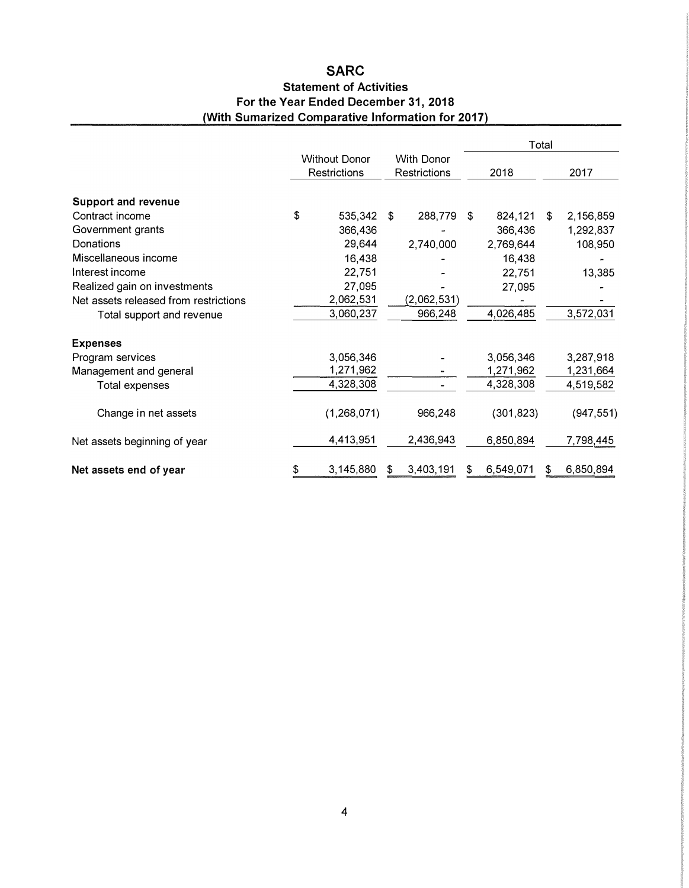# SARC

## Statement of Activities

### For the Year Ended December 31, 2018

### (With Sumarized Comparative Information for 2017)

| | Without Donor Restrictions | With Donor Restrictions | Total 2018 | Total 2017 |
|---|---|---|---|---|
| **Support and revenue** | | | | |
| Contract income | $ 535,342 | $ 288,779 | $ 824,121 | $ 2,156,859 |
| Government grants | 366,436 | - | 366,436 | 1,292,837 |
| Donations | 29,644 | 2,740,000 | 2,769,644 | 108,950 |
| Miscellaneous income | 16,438 | - | 16,438 | - |
| Interest income | 22,751 | - | 22,751 | 13,385 |
| Realized gain on investments | 27,095 | - | 27,095 | - |
| Net assets released from restrictions | 2,062,531 | (2,062,531) | - | - |
| Total support and revenue | 3,060,237 | 966,248 | 4,026,485 | 3,572,031 |
| **Expenses** | | | | |
| Program services | 3,056,346 | - | 3,056,346 | 3,287,918 |
| Management and general | 1,271,962 | - | 1,271,962 | 1,231,664 |
| Total expenses | 4,328,308 | - | 4,328,308 | 4,519,582 |
| Change in net assets | (1,268,071) | 966,248 | (301,823) | (947,551) |
| Net assets beginning of year | 4,413,951 | 2,436,943 | 6,850,894 | 7,798,445 |
| **Net assets end of year** | $ 3,145,880 | $ 3,403,191 | $ 6,549,071 | $ 6,850,894 |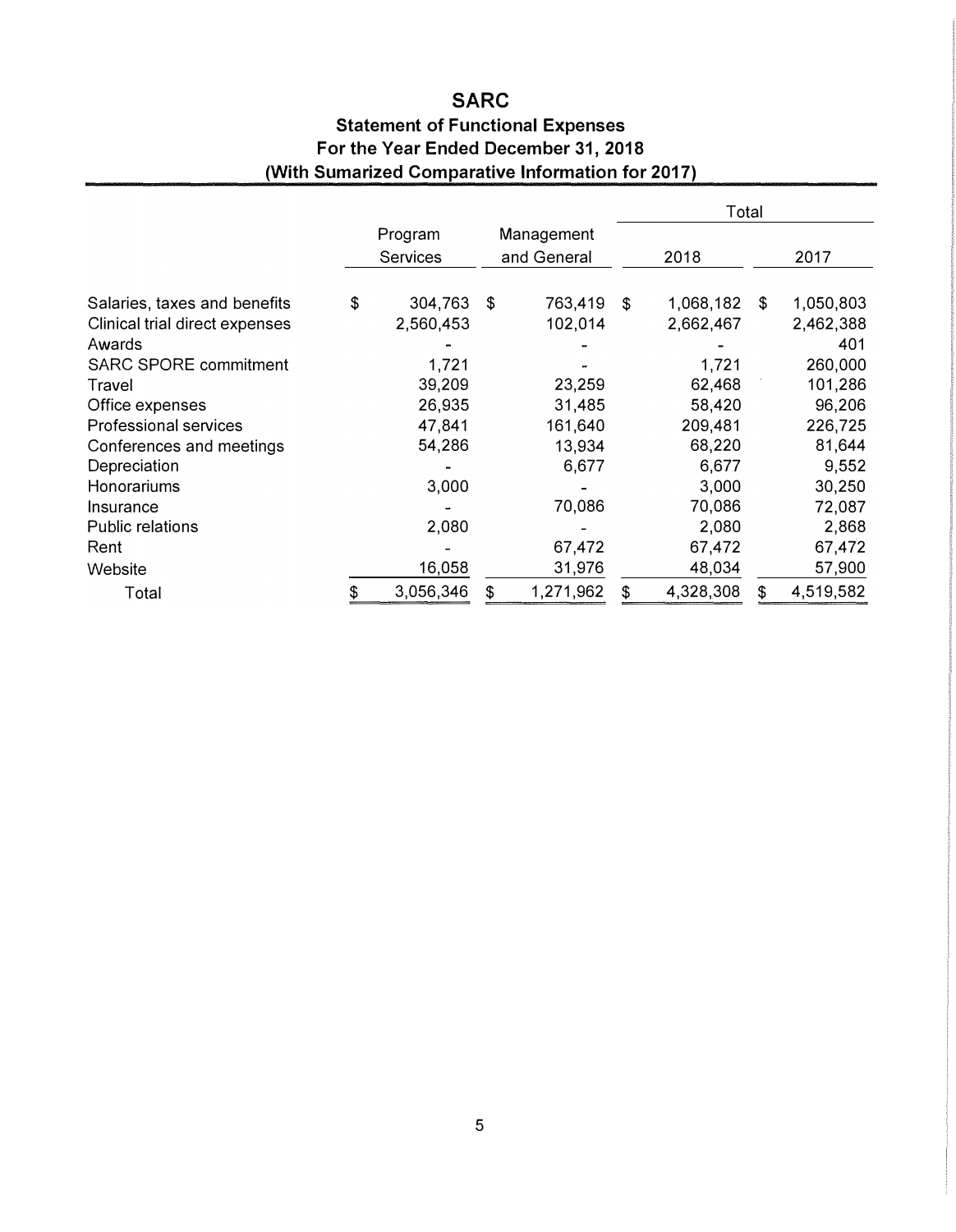# SARC

## Statement of Functional Expenses
## For the Year Ended December 31, 2018
## (With Sumarized Comparative Information for 2017)

| | Program Services | Management and General | Total 2018 | Total 2017 |
|---|---|---|---|---|
| Salaries, taxes and benefits | $ 304,763 | $ 763,419 | $ 1,068,182 | $ 1,050,803 |
| Clinical trial direct expenses | 2,560,453 | 102,014 | 2,662,467 | 2,462,388 |
| Awards | - | - | - | 401 |
| SARC SPORE commitment | 1,721 | - | 1,721 | 260,000 |
| Travel | 39,209 | 23,259 | 62,468 | 101,286 |
| Office expenses | 26,935 | 31,485 | 58,420 | 96,206 |
| Professional services | 47,841 | 161,640 | 209,481 | 226,725 |
| Conferences and meetings | 54,286 | 13,934 | 68,220 | 81,644 |
| Depreciation | - | 6,677 | 6,677 | 9,552 |
| Honorariums | 3,000 | - | 3,000 | 30,250 |
| Insurance | - | 70,086 | 70,086 | 72,087 |
| Public relations | 2,080 | - | 2,080 | 2,868 |
| Rent | - | 67,472 | 67,472 | 67,472 |
| Website | 16,058 | 31,976 | 48,034 | 57,900 |
| Total | $ 3,056,346 | $ 1,271,962 | $ 4,328,308 | $ 4,519,582 |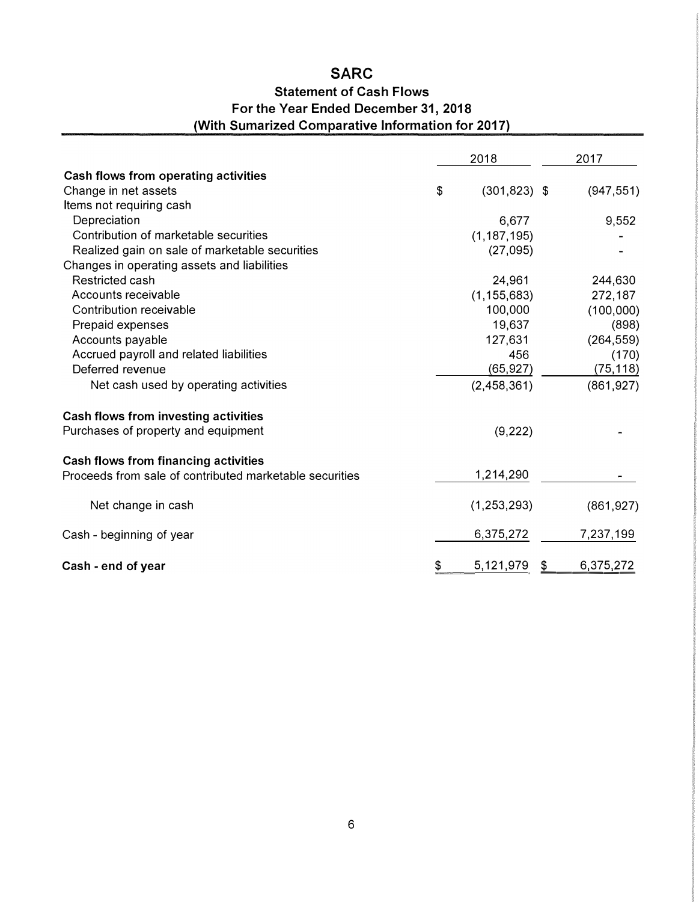# SARC

## Statement of Cash Flows

### For the Year Ended December 31, 2018

### (With Sumarized Comparative Information for 2017)

| | 2018 | 2017 |
|---|---|---|
| **Cash flows from operating activities** | | |
| Change in net assets | $ (301,823) | $ (947,551) |
| Items not requiring cash | | |
| Depreciation | 6,677 | 9,552 |
| Contribution of marketable securities | (1,187,195) | - |
| Realized gain on sale of marketable securities | (27,095) | - |
| Changes in operating assets and liabilities | | |
| Restricted cash | 24,961 | 244,630 |
| Accounts receivable | (1,155,683) | 272,187 |
| Contribution receivable | 100,000 | (100,000) |
| Prepaid expenses | 19,637 | (898) |
| Accounts payable | 127,631 | (264,559) |
| Accrued payroll and related liabilities | 456 | (170) |
| Deferred revenue | (65,927) | (75,118) |
| Net cash used by operating activities | (2,458,361) | (861,927) |
| **Cash flows from investing activities** | | |
| Purchases of property and equipment | (9,222) | - |
| **Cash flows from financing activities** | | |
| Proceeds from sale of contributed marketable securities | 1,214,290 | - |
| Net change in cash | (1,253,293) | (861,927) |
| Cash - beginning of year | 6,375,272 | 7,237,199 |
| **Cash - end of year** | $ 5,121,979 | $ 6,375,272 |